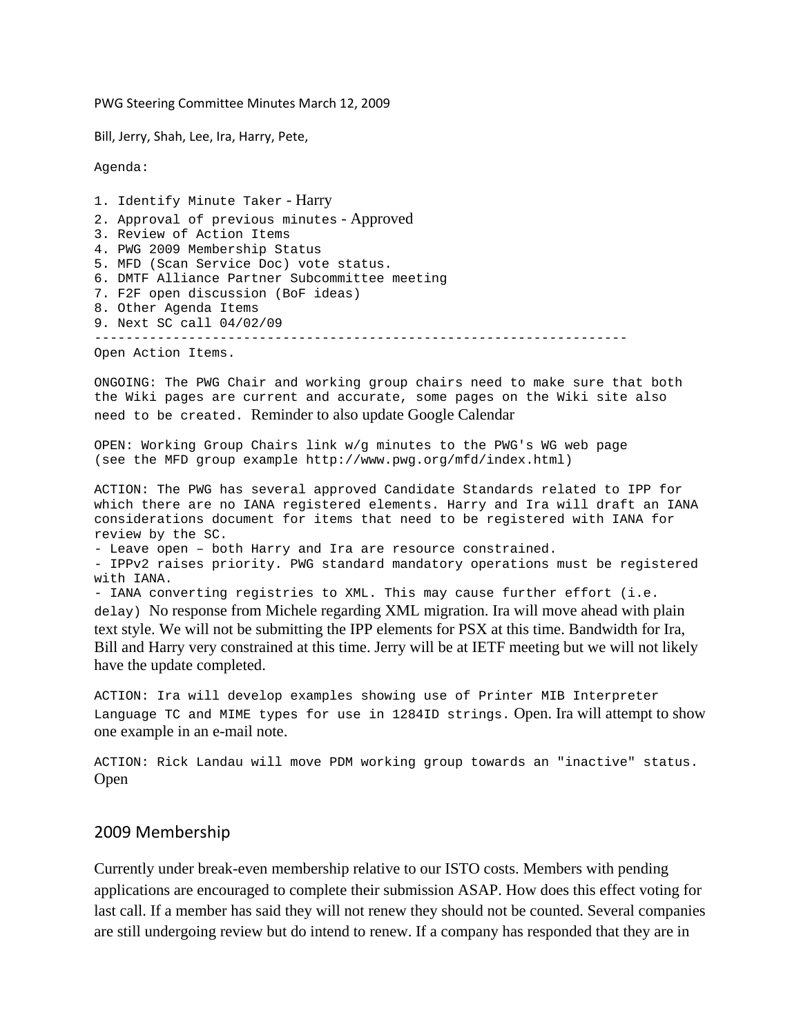PWG Steering Committee Minutes March 12, 2009

Bill, Jerry, Shah, Lee, Ira, Harry, Pete,

Agenda:

1. Identify Minute Taker - Harry
2. Approval of previous minutes - Approved
3. Review of Action Items
4. PWG 2009 Membership Status
5. MFD (Scan Service Doc) vote status.
6. DMTF Alliance Partner Subcommittee meeting
7. F2F open discussion (BoF ideas)
8. Other Agenda Items
9. Next SC call 04/02/09

---

Open Action Items.

ONGOING: The PWG Chair and working group chairs need to make sure that both the Wiki pages are current and accurate, some pages on the Wiki site also need to be created. Reminder to also update Google Calendar

OPEN: Working Group Chairs link w/g minutes to the PWG's WG web page (see the MFD group example http://www.pwg.org/mfd/index.html)

ACTION: The PWG has several approved Candidate Standards related to IPP for which there are no IANA registered elements. Harry and Ira will draft an IANA considerations document for items that need to be registered with IANA for review by the SC.

- Leave open – both Harry and Ira are resource constrained.
- IPPv2 raises priority. PWG standard mandatory operations must be registered with IANA.
- IANA converting registries to XML. This may cause further effort (i.e. delay) No response from Michele regarding XML migration. Ira will move ahead with plain text style. We will not be submitting the IPP elements for PSX at this time. Bandwidth for Ira, Bill and Harry very constrained at this time. Jerry will be at IETF meeting but we will not likely have the update completed.

ACTION: Ira will develop examples showing use of Printer MIB Interpreter Language TC and MIME types for use in 1284ID strings. Open. Ira will attempt to show one example in an e-mail note.

ACTION: Rick Landau will move PDM working group towards an "inactive" status. Open

## 2009 Membership

Currently under break-even membership relative to our ISTO costs. Members with pending applications are encouraged to complete their submission ASAP. How does this effect voting for last call. If a member has said they will not renew they should not be counted. Several companies are still undergoing review but do intend to renew. If a company has responded that they are in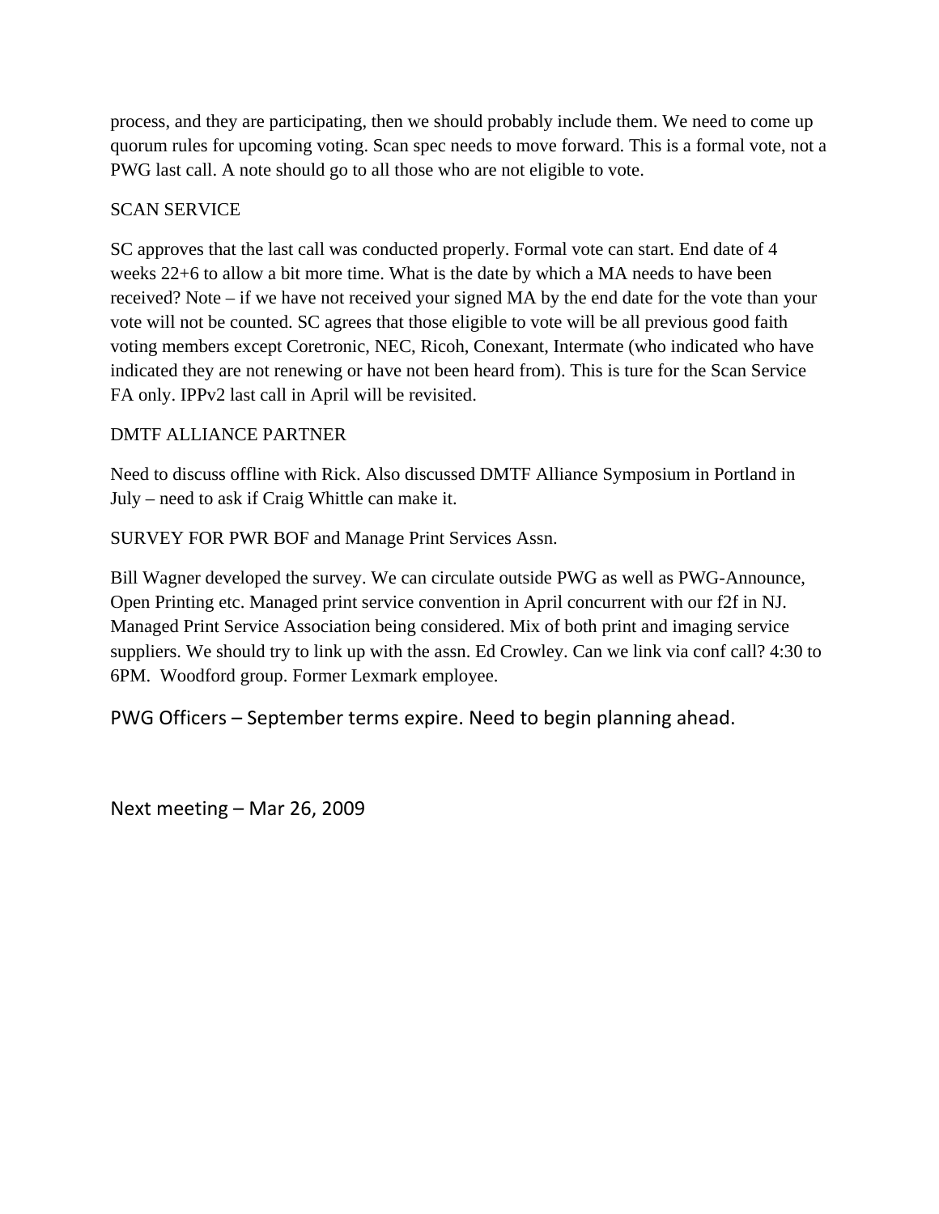process, and they are participating, then we should probably include them. We need to come up quorum rules for upcoming voting. Scan spec needs to move forward. This is a formal vote, not a PWG last call. A note should go to all those who are not eligible to vote.

SCAN SERVICE

SC approves that the last call was conducted properly. Formal vote can start. End date of 4 weeks 22+6 to allow a bit more time. What is the date by which a MA needs to have been received? Note – if we have not received your signed MA by the end date for the vote than your vote will not be counted. SC agrees that those eligible to vote will be all previous good faith voting members except Coretronic, NEC, Ricoh, Conexant, Intermate (who indicated who have indicated they are not renewing or have not been heard from). This is ture for the Scan Service FA only. IPPv2 last call in April will be revisited.

DMTF ALLIANCE PARTNER

Need to discuss offline with Rick. Also discussed DMTF Alliance Symposium in Portland in July – need to ask if Craig Whittle can make it.

SURVEY FOR PWR BOF and Manage Print Services Assn.

Bill Wagner developed the survey. We can circulate outside PWG as well as PWG-Announce, Open Printing etc. Managed print service convention in April concurrent with our f2f in NJ. Managed Print Service Association being considered. Mix of both print and imaging service suppliers. We should try to link up with the assn. Ed Crowley. Can we link via conf call? 4:30 to 6PM. Woodford group. Former Lexmark employee.

PWG Officers – September terms expire. Need to begin planning ahead.

Next meeting – Mar 26, 2009